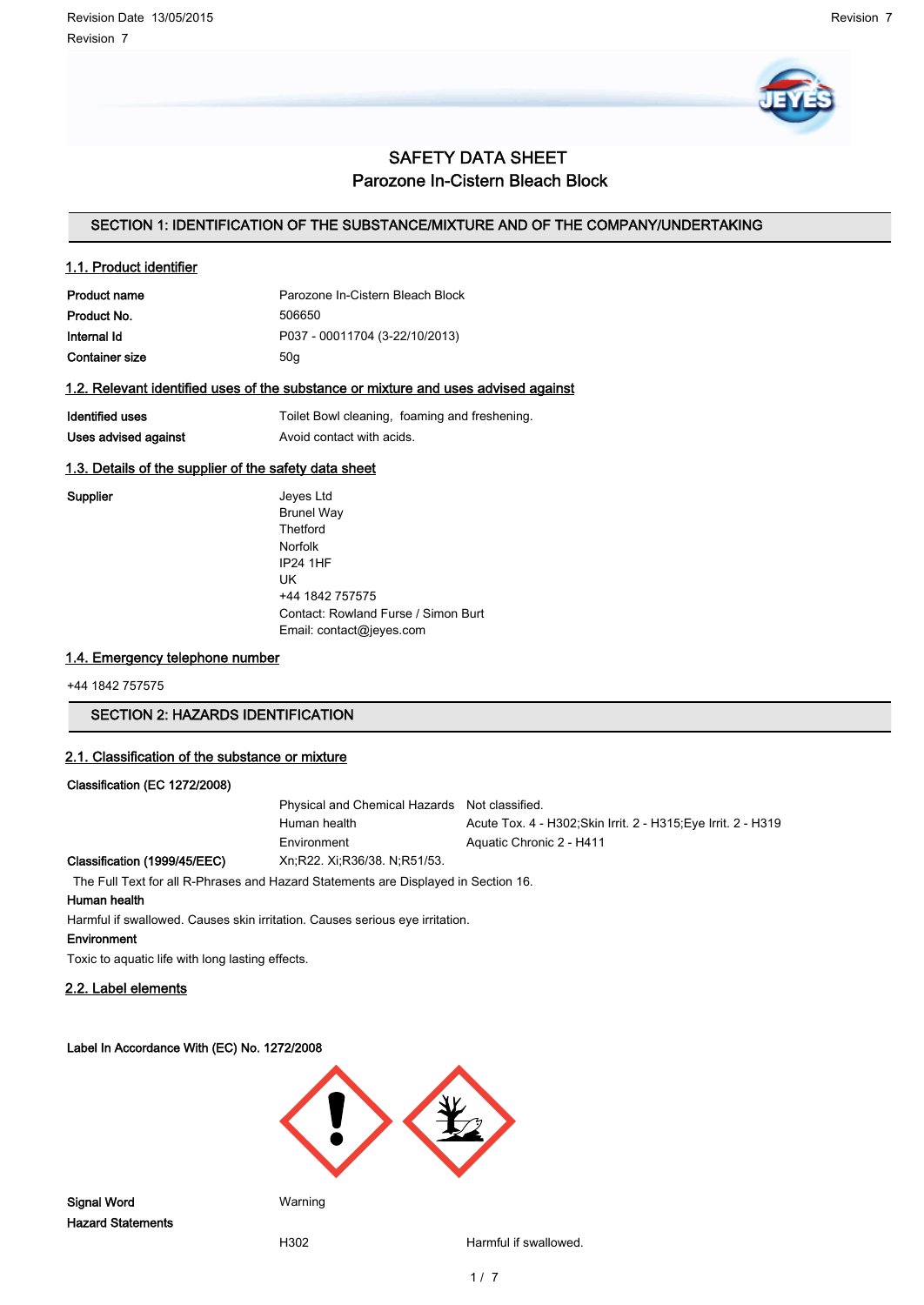# SAFETY DATA SHEET

## Parozone In-Cistern Bleach Block

## SECTION 1: IDENTIFICATION OF THE SUBSTANCE/MIXTURE AND OF THE COMPANY/UNDERTAKING

### 1.1. Product identifier

| | |
|---|---|
| **Product name** | Parozone In-Cistern Bleach Block |
| **Product No.** | 506650 |
| **Internal Id** | P037 - 00011704 (3-22/10/2013) |
| **Container size** | 50g |

### 1.2. Relevant identified uses of the substance or mixture and uses advised against

| | |
|---|---|
| **Identified uses** | Toilet Bowl cleaning, foaming and freshening. |
| **Uses advised against** | Avoid contact with acids. |

### 1.3. Details of the supplier of the safety data sheet

**Supplier**

Jeyes Ltd
Brunel Way
Thetford
Norfolk
IP24 1HF
UK
+44 1842 757575
Contact: Rowland Furse / Simon Burt
Email: contact@jeyes.com

### 1.4. Emergency telephone number

+44 1842 757575

## SECTION 2: HAZARDS IDENTIFICATION

### 2.1. Classification of the substance or mixture

**Classification (EC 1272/2008)**

| | |
|---|---|
| Physical and Chemical Hazards | Not classified. |
| Human health | Acute Tox. 4 - H302;Skin Irrit. 2 - H315;Eye Irrit. 2 - H319 |
| Environment | Aquatic Chronic 2 - H411 |

**Classification (1999/45/EEC)** Xn;R22. Xi;R36/38. N;R51/53.

The Full Text for all R-Phrases and Hazard Statements are Displayed in Section 16.

**Human health**

Harmful if swallowed. Causes skin irritation. Causes serious eye irritation.

**Environment**

Toxic to aquatic life with long lasting effects.

### 2.2. Label elements

**Label In Accordance With (EC) No. 1272/2008**

**Signal Word** Warning

**Hazard Statements**

| | |
|---|---|
| H302 | Harmful if swallowed. |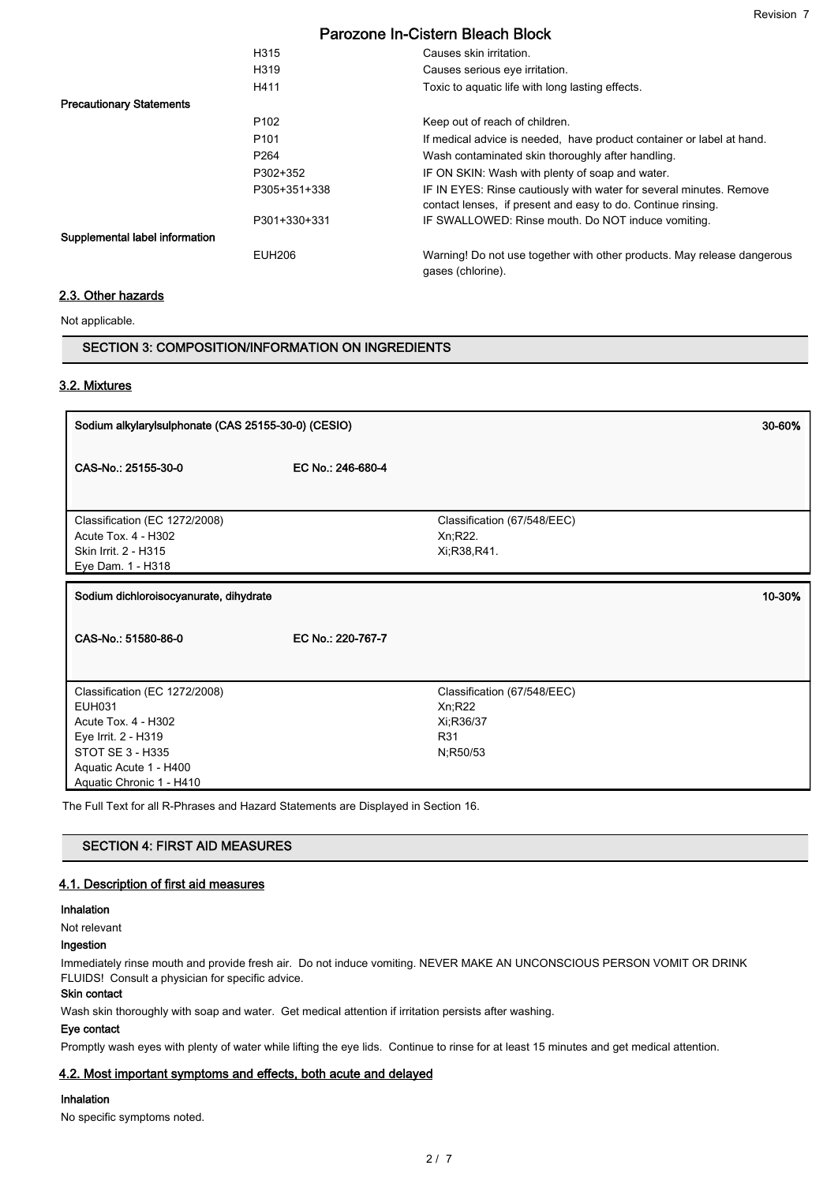| | | |
|---|---|---|
| | H315 | Causes skin irritation. |
| | H319 | Causes serious eye irritation. |
| | H411 | Toxic to aquatic life with long lasting effects. |
| **Precautionary Statements** | | |
| | P102 | Keep out of reach of children. |
| | P101 | If medical advice is needed, have product container or label at hand. |
| | P264 | Wash contaminated skin thoroughly after handling. |
| | P302+352 | IF ON SKIN: Wash with plenty of soap and water. |
| | P305+351+338 | IF IN EYES: Rinse cautiously with water for several minutes. Remove contact lenses, if present and easy to do. Continue rinsing. |
| | P301+330+331 | IF SWALLOWED: Rinse mouth. Do NOT induce vomiting. |
| **Supplemental label information** | | |
| | EUH206 | Warning! Do not use together with other products. May release dangerous gases (chlorine). |

## 2.3. Other hazards

Not applicable.

# SECTION 3: COMPOSITION/INFORMATION ON INGREDIENTS

## 3.2. Mixtures

| **Sodium alkylarylsulphonate (CAS 25155-30-0) (CESIO)** | | **30-60%** |
|---|---|---|
| **CAS-No.: 25155-30-0** | **EC No.: 246-680-4** | |
| Classification (EC 1272/2008)<br>Acute Tox. 4 - H302<br>Skin Irrit. 2 - H315<br>Eye Dam. 1 - H318 | Classification (67/548/EEC)<br>Xn;R22.<br>Xi;R38,R41. | |

| **Sodium dichloroisocyanurate, dihydrate** | | **10-30%** |
|---|---|---|
| **CAS-No.: 51580-86-0** | **EC No.: 220-767-7** | |
| Classification (EC 1272/2008)<br>EUH031<br>Acute Tox. 4 - H302<br>Eye Irrit. 2 - H319<br>STOT SE 3 - H335<br>Aquatic Acute 1 - H400<br>Aquatic Chronic 1 - H410 | Classification (67/548/EEC)<br>Xn;R22<br>Xi;R36/37<br>R31<br>N;R50/53 | |

The Full Text for all R-Phrases and Hazard Statements are Displayed in Section 16.

# SECTION 4: FIRST AID MEASURES

## 4.1. Description of first aid measures

**Inhalation**

Not relevant

**Ingestion**

Immediately rinse mouth and provide fresh air. Do not induce vomiting. NEVER MAKE AN UNCONSCIOUS PERSON VOMIT OR DRINK FLUIDS! Consult a physician for specific advice.

**Skin contact**

Wash skin thoroughly with soap and water. Get medical attention if irritation persists after washing.

**Eye contact**

Promptly wash eyes with plenty of water while lifting the eye lids. Continue to rinse for at least 15 minutes and get medical attention.

## 4.2. Most important symptoms and effects, both acute and delayed

**Inhalation**

No specific symptoms noted.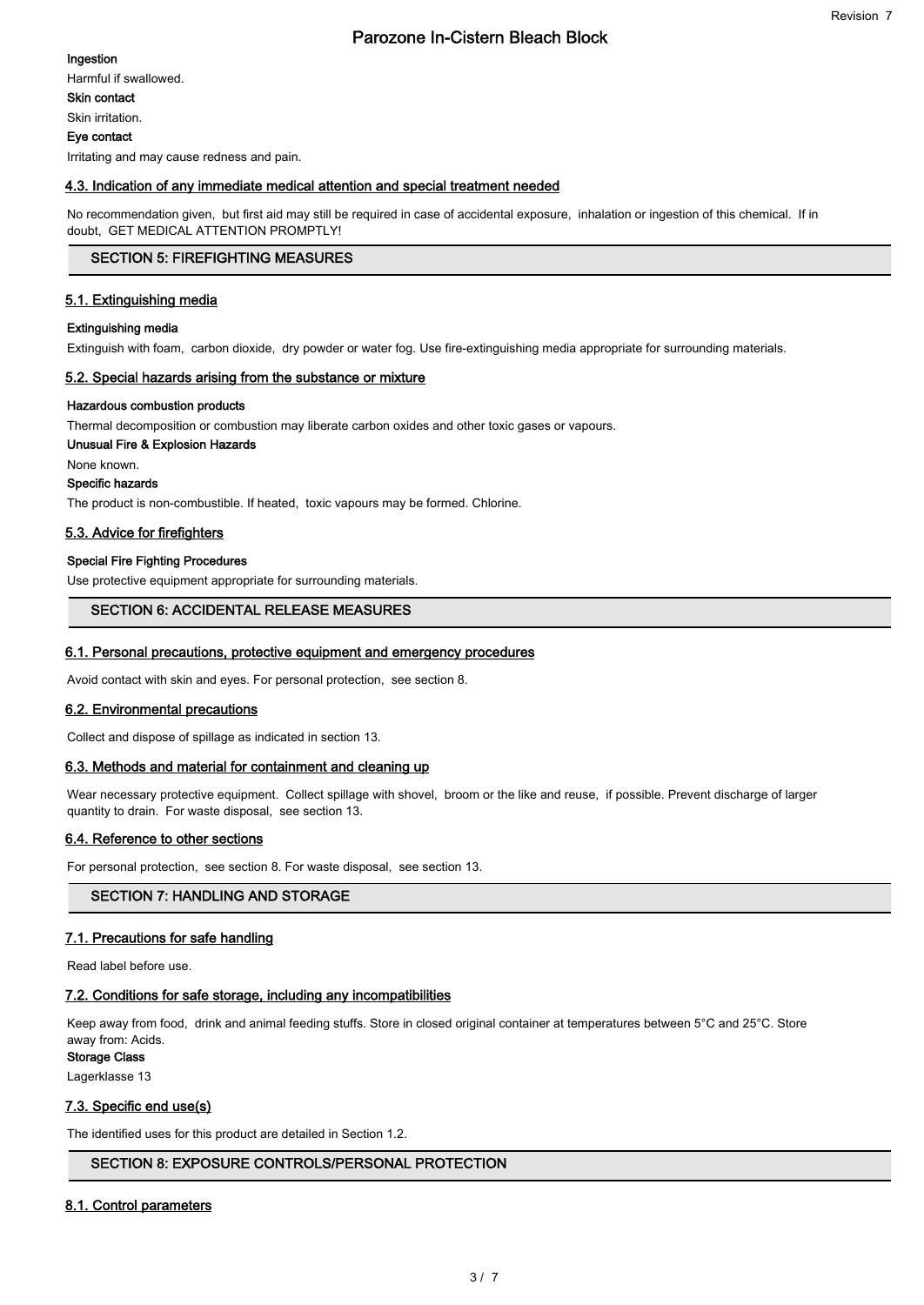**Ingestion**

Harmful if swallowed.

**Skin contact**

Skin irritation.

**Eye contact**

Irritating and may cause redness and pain.

### 4.3. Indication of any immediate medical attention and special treatment needed

No recommendation given, but first aid may still be required in case of accidental exposure, inhalation or ingestion of this chemical. If in doubt, GET MEDICAL ATTENTION PROMPTLY!

## SECTION 5: FIREFIGHTING MEASURES

### 5.1. Extinguishing media

**Extinguishing media**

Extinguish with foam, carbon dioxide, dry powder or water fog. Use fire-extinguishing media appropriate for surrounding materials.

### 5.2. Special hazards arising from the substance or mixture

**Hazardous combustion products**

Thermal decomposition or combustion may liberate carbon oxides and other toxic gases or vapours.

**Unusual Fire & Explosion Hazards**

None known.

**Specific hazards**

The product is non-combustible. If heated, toxic vapours may be formed. Chlorine.

### 5.3. Advice for firefighters

**Special Fire Fighting Procedures**

Use protective equipment appropriate for surrounding materials.

## SECTION 6: ACCIDENTAL RELEASE MEASURES

### 6.1. Personal precautions, protective equipment and emergency procedures

Avoid contact with skin and eyes. For personal protection, see section 8.

### 6.2. Environmental precautions

Collect and dispose of spillage as indicated in section 13.

### 6.3. Methods and material for containment and cleaning up

Wear necessary protective equipment. Collect spillage with shovel, broom or the like and reuse, if possible. Prevent discharge of larger quantity to drain. For waste disposal, see section 13.

### 6.4. Reference to other sections

For personal protection, see section 8. For waste disposal, see section 13.

## SECTION 7: HANDLING AND STORAGE

### 7.1. Precautions for safe handling

Read label before use.

### 7.2. Conditions for safe storage, including any incompatibilities

Keep away from food, drink and animal feeding stuffs. Store in closed original container at temperatures between 5°C and 25°C. Store away from: Acids.

**Storage Class**

Lagerklasse 13

### 7.3. Specific end use(s)

The identified uses for this product are detailed in Section 1.2.

## SECTION 8: EXPOSURE CONTROLS/PERSONAL PROTECTION

### 8.1. Control parameters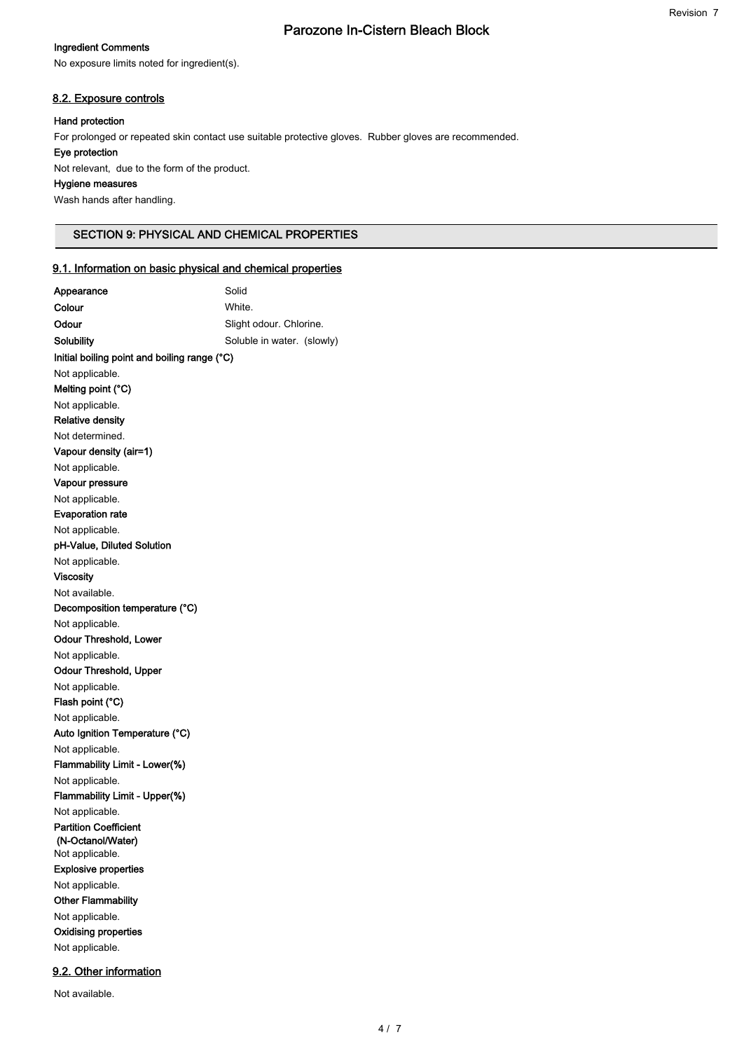**Ingredient Comments**

No exposure limits noted for ingredient(s).

### 8.2. Exposure controls

**Hand protection**

For prolonged or repeated skin contact use suitable protective gloves. Rubber gloves are recommended.

**Eye protection**

Not relevant, due to the form of the product.

**Hygiene measures**

Wash hands after handling.

## SECTION 9: PHYSICAL AND CHEMICAL PROPERTIES

### 9.1. Information on basic physical and chemical properties

| | |
|---|---|
| **Appearance** | Solid |
| **Colour** | White. |
| **Odour** | Slight odour. Chlorine. |
| **Solubility** | Soluble in water. (slowly) |

**Initial boiling point and boiling range (°C)**

Not applicable.

**Melting point (°C)**

Not applicable.

**Relative density**

Not determined.

**Vapour density (air=1)**

Not applicable.

**Vapour pressure**

Not applicable.

**Evaporation rate**

Not applicable.

**pH-Value, Diluted Solution**

Not applicable.

**Viscosity**

Not available.

**Decomposition temperature (°C)**

Not applicable.

**Odour Threshold, Lower**

Not applicable.

**Odour Threshold, Upper**

Not applicable.

**Flash point (°C)**

Not applicable.

**Auto Ignition Temperature (°C)**

Not applicable.

**Flammability Limit - Lower(%)**

Not applicable.

**Flammability Limit - Upper(%)**

Not applicable.

**Partition Coefficient (N-Octanol/Water)**

Not applicable.

**Explosive properties**

Not applicable.

**Other Flammability**

Not applicable.

**Oxidising properties**

Not applicable.

### 9.2. Other information

Not available.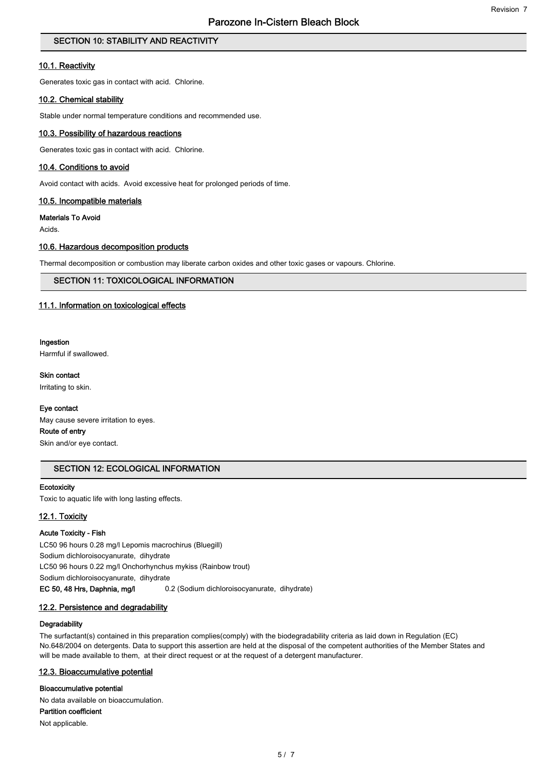## SECTION 10: STABILITY AND REACTIVITY

### 10.1. Reactivity

Generates toxic gas in contact with acid. Chlorine.

### 10.2. Chemical stability

Stable under normal temperature conditions and recommended use.

### 10.3. Possibility of hazardous reactions

Generates toxic gas in contact with acid. Chlorine.

### 10.4. Conditions to avoid

Avoid contact with acids. Avoid excessive heat for prolonged periods of time.

### 10.5. Incompatible materials

**Materials To Avoid**

Acids.

### 10.6. Hazardous decomposition products

Thermal decomposition or combustion may liberate carbon oxides and other toxic gases or vapours. Chlorine.

## SECTION 11: TOXICOLOGICAL INFORMATION

### 11.1. Information on toxicological effects

**Ingestion**

Harmful if swallowed.

**Skin contact**

Irritating to skin.

**Eye contact**

May cause severe irritation to eyes.

**Route of entry**

Skin and/or eye contact.

## SECTION 12: ECOLOGICAL INFORMATION

**Ecotoxicity**

Toxic to aquatic life with long lasting effects.

### 12.1. Toxicity

**Acute Toxicity - Fish**

LC50 96 hours 0.28 mg/l Lepomis macrochirus (Bluegill)

Sodium dichloroisocyanurate, dihydrate

LC50 96 hours 0.22 mg/l Onchorhynchus mykiss (Rainbow trout)

Sodium dichloroisocyanurate, dihydrate

**EC 50, 48 Hrs, Daphnia, mg/l** 0.2 (Sodium dichloroisocyanurate, dihydrate)

### 12.2. Persistence and degradability

**Degradability**

The surfactant(s) contained in this preparation complies(comply) with the biodegradability criteria as laid down in Regulation (EC) No.648/2004 on detergents. Data to support this assertion are held at the disposal of the competent authorities of the Member States and will be made available to them, at their direct request or at the request of a detergent manufacturer.

### 12.3. Bioaccumulative potential

**Bioaccumulative potential**

No data available on bioaccumulation.

**Partition coefficient**

Not applicable.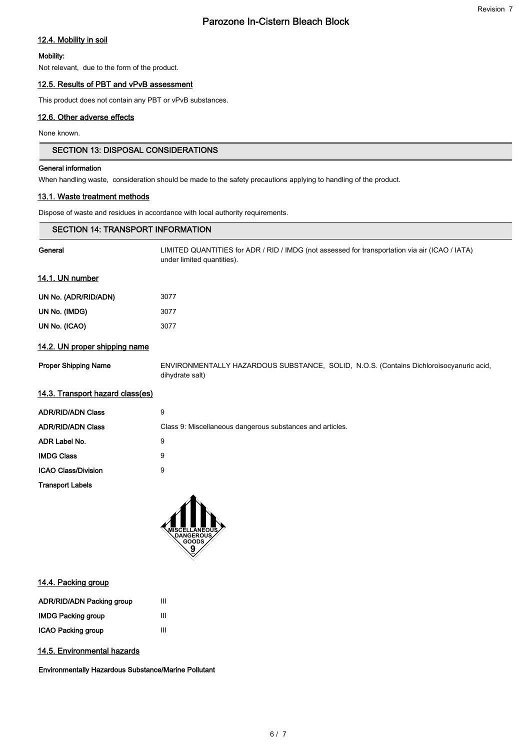### 12.4. Mobility in soil

**Mobility:**

Not relevant, due to the form of the product.

### 12.5. Results of PBT and vPvB assessment

This product does not contain any PBT or vPvB substances.

### 12.6. Other adverse effects

None known.

## SECTION 13: DISPOSAL CONSIDERATIONS

**General information**

When handling waste, consideration should be made to the safety precautions applying to handling of the product.

### 13.1. Waste treatment methods

Dispose of waste and residues in accordance with local authority requirements.

## SECTION 14: TRANSPORT INFORMATION

| | |
|---|---|
| **General** | LIMITED QUANTITIES for ADR / RID / IMDG (not assessed for transportation via air (ICAO / IATA) under limited quantities). |

### 14.1. UN number

| | |
|---|---|
| **UN No. (ADR/RID/ADN)** | 3077 |
| **UN No. (IMDG)** | 3077 |
| **UN No. (ICAO)** | 3077 |

### 14.2. UN proper shipping name

| | |
|---|---|
| **Proper Shipping Name** | ENVIRONMENTALLY HAZARDOUS SUBSTANCE, SOLID, N.O.S. (Contains Dichloroisocyanuric acid, dihydrate salt) |

### 14.3. Transport hazard class(es)

| | |
|---|---|
| **ADR/RID/ADN Class** | 9 |
| **ADR/RID/ADN Class** | Class 9: Miscellaneous dangerous substances and articles. |
| **ADR Label No.** | 9 |
| **IMDG Class** | 9 |
| **ICAO Class/Division** | 9 |

**Transport Labels**

MISCELLANEOUS DANGEROUS GOODS 9

### 14.4. Packing group

| | |
|---|---|
| **ADR/RID/ADN Packing group** | III |
| **IMDG Packing group** | III |
| **ICAO Packing group** | III |

### 14.5. Environmental hazards

**Environmentally Hazardous Substance/Marine Pollutant**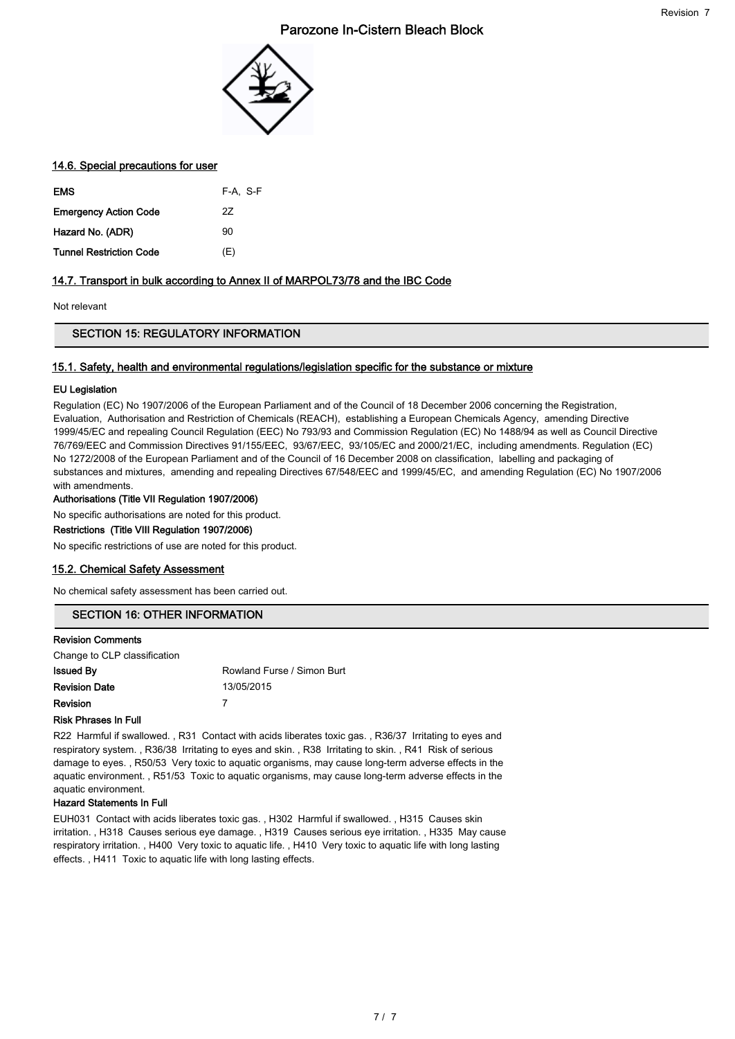#### 14.6. Special precautions for user

| | |
|---|---|
| **EMS** | F-A, S-F |
| **Emergency Action Code** | 2Z |
| **Hazard No. (ADR)** | 90 |
| **Tunnel Restriction Code** | (E) |

#### 14.7. Transport in bulk according to Annex II of MARPOL73/78 and the IBC Code

Not relevant

## SECTION 15: REGULATORY INFORMATION

#### 15.1. Safety, health and environmental regulations/legislation specific for the substance or mixture

**EU Legislation**

Regulation (EC) No 1907/2006 of the European Parliament and of the Council of 18 December 2006 concerning the Registration, Evaluation, Authorisation and Restriction of Chemicals (REACH), establishing a European Chemicals Agency, amending Directive 1999/45/EC and repealing Council Regulation (EEC) No 793/93 and Commission Regulation (EC) No 1488/94 as well as Council Directive 76/769/EEC and Commission Directives 91/155/EEC, 93/67/EEC, 93/105/EC and 2000/21/EC, including amendments. Regulation (EC) No 1272/2008 of the European Parliament and of the Council of 16 December 2008 on classification, labelling and packaging of substances and mixtures, amending and repealing Directives 67/548/EEC and 1999/45/EC, and amending Regulation (EC) No 1907/2006 with amendments.

**Authorisations (Title VII Regulation 1907/2006)**

No specific authorisations are noted for this product.

**Restrictions (Title VIII Regulation 1907/2006)**

No specific restrictions of use are noted for this product.

#### 15.2. Chemical Safety Assessment

No chemical safety assessment has been carried out.

## SECTION 16: OTHER INFORMATION

**Revision Comments**

Change to CLP classification

| | |
|---|---|
| **Issued By** | Rowland Furse / Simon Burt |
| **Revision Date** | 13/05/2015 |
| **Revision** | 7 |

**Risk Phrases In Full**

R22 Harmful if swallowed. , R31 Contact with acids liberates toxic gas. , R36/37 Irritating to eyes and respiratory system. , R36/38 Irritating to eyes and skin. , R38 Irritating to skin. , R41 Risk of serious damage to eyes. , R50/53 Very toxic to aquatic organisms, may cause long-term adverse effects in the aquatic environment. , R51/53 Toxic to aquatic organisms, may cause long-term adverse effects in the aquatic environment.

**Hazard Statements In Full**

EUH031 Contact with acids liberates toxic gas. , H302 Harmful if swallowed. , H315 Causes skin irritation. , H318 Causes serious eye damage. , H319 Causes serious eye irritation. , H335 May cause respiratory irritation. , H400 Very toxic to aquatic life. , H410 Very toxic to aquatic life with long lasting effects. , H411 Toxic to aquatic life with long lasting effects.